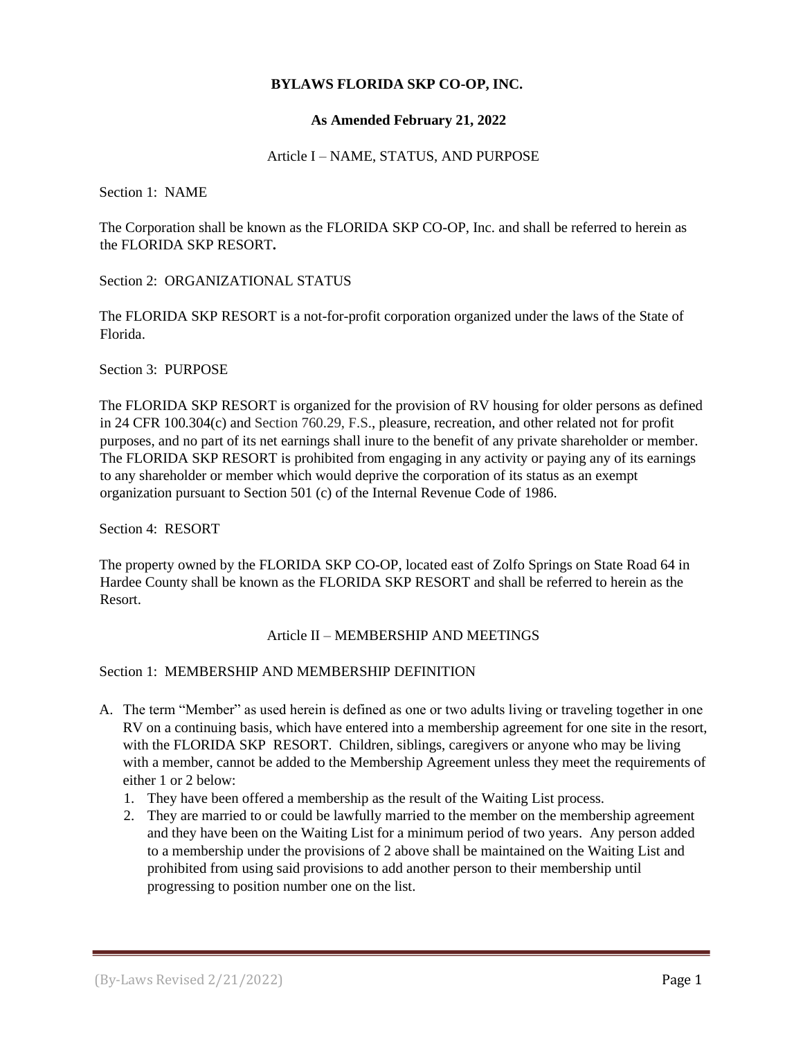**BYLAWS FLORIDA SKP CO-OP, INC.**

**As Amended February 21, 2022**

## Article I – NAME, STATUS, AND PURPOSE

Section 1: NAME

The Corporation shall be known as the FLORIDA SKP CO-OP, Inc. and shall be referred to herein as the FLORIDA SKP RESORT**.**

Section 2: ORGANIZATIONAL STATUS

The FLORIDA SKP RESORT is a not-for-profit corporation organized under the laws of the State of Florida.

Section 3: PURPOSE

The FLORIDA SKP RESORT is organized for the provision of RV housing for older persons as defined in 24 CFR 100.304(c) and Section 760.29, F.S., pleasure, recreation, and other related not for profit purposes, and no part of its net earnings shall inure to the benefit of any private shareholder or member. The FLORIDA SKP RESORT is prohibited from engaging in any activity or paying any of its earnings to any shareholder or member which would deprive the corporation of its status as an exempt organization pursuant to Section 501 (c) of the Internal Revenue Code of 1986.

Section 4: RESORT

The property owned by the FLORIDA SKP CO-OP, located east of Zolfo Springs on State Road 64 in Hardee County shall be known as the FLORIDA SKP RESORT and shall be referred to herein as the Resort.

## Article II – MEMBERSHIP AND MEETINGS

Section 1: MEMBERSHIP AND MEMBERSHIP DEFINITION

A. The term "Member" as used herein is defined as one or two adults living or traveling together in one RV on a continuing basis, which have entered into a membership agreement for one site in the resort, with the FLORIDA SKP RESORT. Children, siblings, caregivers or anyone who may be living with a member, cannot be added to the Membership Agreement unless they meet the requirements of either 1 or 2 below:
   1. They have been offered a membership as the result of the Waiting List process.
   2. They are married to or could be lawfully married to the member on the membership agreement and they have been on the Waiting List for a minimum period of two years. Any person added to a membership under the provisions of 2 above shall be maintained on the Waiting List and prohibited from using said provisions to add another person to their membership until progressing to position number one on the list.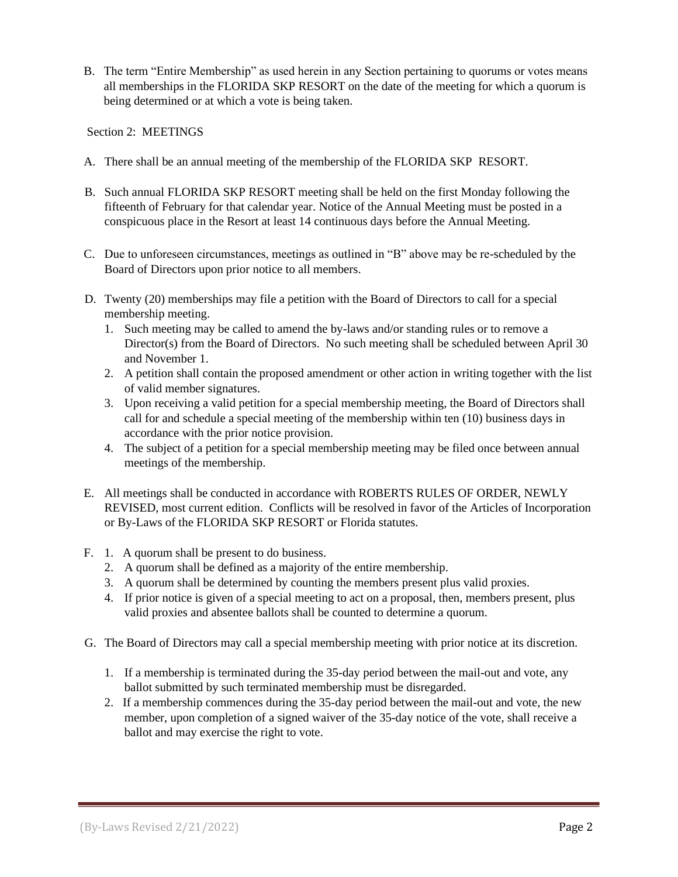B. The term "Entire Membership" as used herein in any Section pertaining to quorums or votes means all memberships in the FLORIDA SKP RESORT on the date of the meeting for which a quorum is being determined or at which a vote is being taken.

Section 2: MEETINGS

A. There shall be an annual meeting of the membership of the FLORIDA SKP RESORT.

B. Such annual FLORIDA SKP RESORT meeting shall be held on the first Monday following the fifteenth of February for that calendar year. Notice of the Annual Meeting must be posted in a conspicuous place in the Resort at least 14 continuous days before the Annual Meeting.

C. Due to unforeseen circumstances, meetings as outlined in "B" above may be re-scheduled by the Board of Directors upon prior notice to all members.

D. Twenty (20) memberships may file a petition with the Board of Directors to call for a special membership meeting.
   1. Such meeting may be called to amend the by-laws and/or standing rules or to remove a Director(s) from the Board of Directors. No such meeting shall be scheduled between April 30 and November 1.
   2. A petition shall contain the proposed amendment or other action in writing together with the list of valid member signatures.
   3. Upon receiving a valid petition for a special membership meeting, the Board of Directors shall call for and schedule a special meeting of the membership within ten (10) business days in accordance with the prior notice provision.
   4. The subject of a petition for a special membership meeting may be filed once between annual meetings of the membership.

E. All meetings shall be conducted in accordance with ROBERTS RULES OF ORDER, NEWLY REVISED, most current edition. Conflicts will be resolved in favor of the Articles of Incorporation or By-Laws of the FLORIDA SKP RESORT or Florida statutes.

F.
   1. A quorum shall be present to do business.
   2. A quorum shall be defined as a majority of the entire membership.
   3. A quorum shall be determined by counting the members present plus valid proxies.
   4. If prior notice is given of a special meeting to act on a proposal, then, members present, plus valid proxies and absentee ballots shall be counted to determine a quorum.

G. The Board of Directors may call a special membership meeting with prior notice at its discretion.

   1. If a membership is terminated during the 35-day period between the mail-out and vote, any ballot submitted by such terminated membership must be disregarded.
   2. If a membership commences during the 35-day period between the mail-out and vote, the new member, upon completion of a signed waiver of the 35-day notice of the vote, shall receive a ballot and may exercise the right to vote.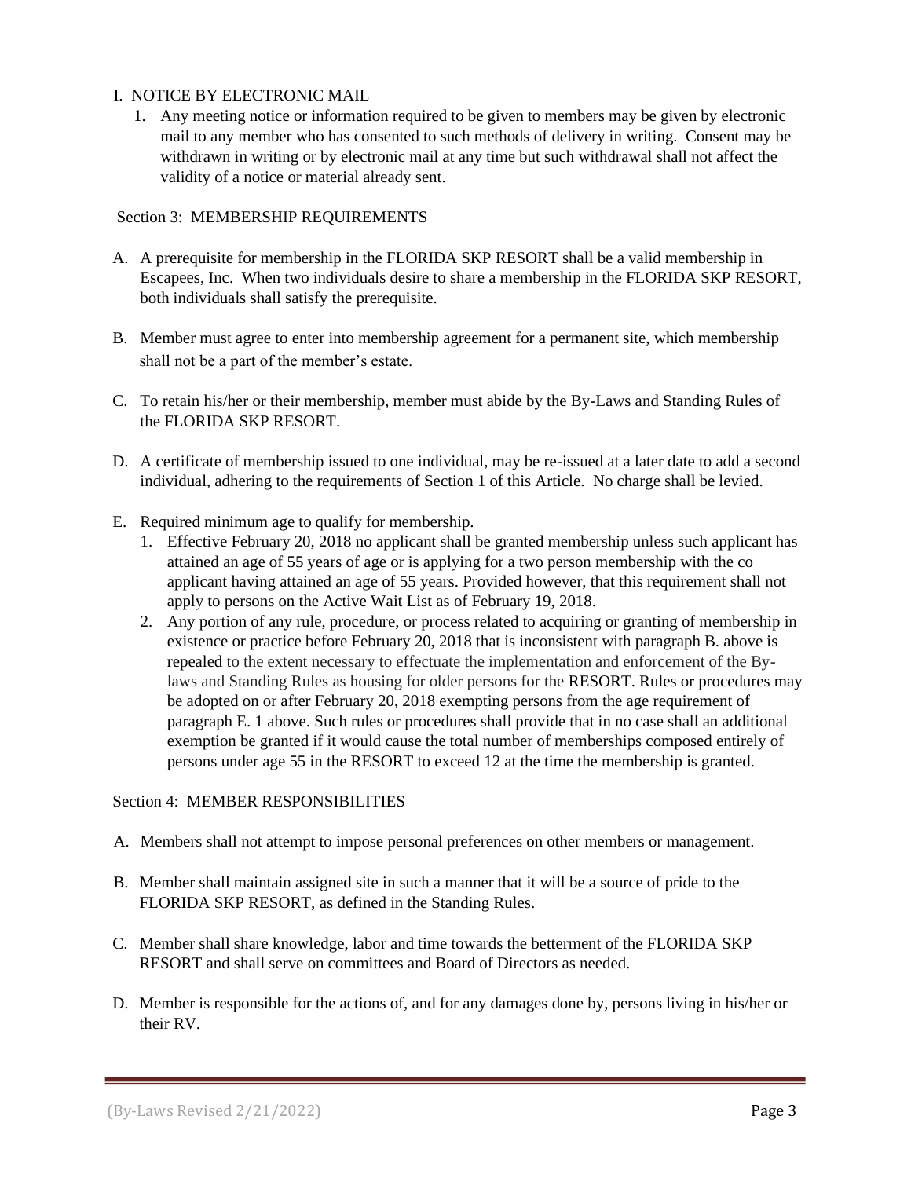I. NOTICE BY ELECTRONIC MAIL

1. Any meeting notice or information required to be given to members may be given by electronic mail to any member who has consented to such methods of delivery in writing. Consent may be withdrawn in writing or by electronic mail at any time but such withdrawal shall not affect the validity of a notice or material already sent.

Section 3: MEMBERSHIP REQUIREMENTS

A. A prerequisite for membership in the FLORIDA SKP RESORT shall be a valid membership in Escapees, Inc. When two individuals desire to share a membership in the FLORIDA SKP RESORT, both individuals shall satisfy the prerequisite.

B. Member must agree to enter into membership agreement for a permanent site, which membership shall not be a part of the member's estate.

C. To retain his/her or their membership, member must abide by the By-Laws and Standing Rules of the FLORIDA SKP RESORT.

D. A certificate of membership issued to one individual, may be re-issued at a later date to add a second individual, adhering to the requirements of Section 1 of this Article. No charge shall be levied.

E. Required minimum age to qualify for membership.
   1. Effective February 20, 2018 no applicant shall be granted membership unless such applicant has attained an age of 55 years of age or is applying for a two person membership with the co applicant having attained an age of 55 years. Provided however, that this requirement shall not apply to persons on the Active Wait List as of February 19, 2018.
   2. Any portion of any rule, procedure, or process related to acquiring or granting of membership in existence or practice before February 20, 2018 that is inconsistent with paragraph B. above is repealed to the extent necessary to effectuate the implementation and enforcement of the By-laws and Standing Rules as housing for older persons for the RESORT. Rules or procedures may be adopted on or after February 20, 2018 exempting persons from the age requirement of paragraph E. 1 above. Such rules or procedures shall provide that in no case shall an additional exemption be granted if it would cause the total number of memberships composed entirely of persons under age 55 in the RESORT to exceed 12 at the time the membership is granted.

Section 4: MEMBER RESPONSIBILITIES

A. Members shall not attempt to impose personal preferences on other members or management.

B. Member shall maintain assigned site in such a manner that it will be a source of pride to the FLORIDA SKP RESORT, as defined in the Standing Rules.

C. Member shall share knowledge, labor and time towards the betterment of the FLORIDA SKP RESORT and shall serve on committees and Board of Directors as needed.

D. Member is responsible for the actions of, and for any damages done by, persons living in his/her or their RV.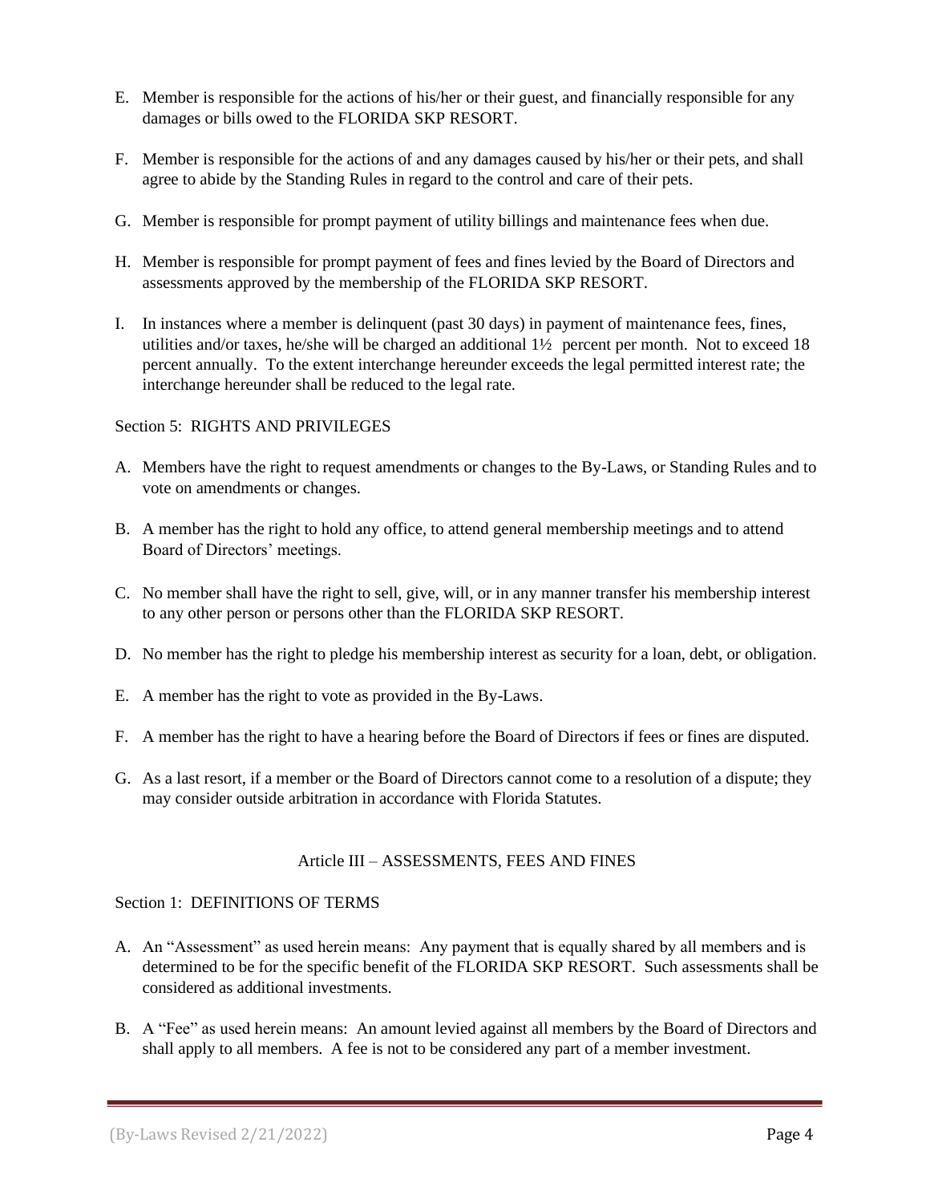E. Member is responsible for the actions of his/her or their guest, and financially responsible for any damages or bills owed to the FLORIDA SKP RESORT.

F. Member is responsible for the actions of and any damages caused by his/her or their pets, and shall agree to abide by the Standing Rules in regard to the control and care of their pets.

G. Member is responsible for prompt payment of utility billings and maintenance fees when due.

H. Member is responsible for prompt payment of fees and fines levied by the Board of Directors and assessments approved by the membership of the FLORIDA SKP RESORT.

I. In instances where a member is delinquent (past 30 days) in payment of maintenance fees, fines, utilities and/or taxes, he/she will be charged an additional 1½ percent per month. Not to exceed 18 percent annually. To the extent interchange hereunder exceeds the legal permitted interest rate; the interchange hereunder shall be reduced to the legal rate.

Section 5: RIGHTS AND PRIVILEGES

A. Members have the right to request amendments or changes to the By-Laws, or Standing Rules and to vote on amendments or changes.

B. A member has the right to hold any office, to attend general membership meetings and to attend Board of Directors' meetings.

C. No member shall have the right to sell, give, will, or in any manner transfer his membership interest to any other person or persons other than the FLORIDA SKP RESORT.

D. No member has the right to pledge his membership interest as security for a loan, debt, or obligation.

E. A member has the right to vote as provided in the By-Laws.

F. A member has the right to have a hearing before the Board of Directors if fees or fines are disputed.

G. As a last resort, if a member or the Board of Directors cannot come to a resolution of a dispute; they may consider outside arbitration in accordance with Florida Statutes.

## Article III – ASSESSMENTS, FEES AND FINES

Section 1: DEFINITIONS OF TERMS

A. An "Assessment" as used herein means: Any payment that is equally shared by all members and is determined to be for the specific benefit of the FLORIDA SKP RESORT. Such assessments shall be considered as additional investments.

B. A "Fee" as used herein means: An amount levied against all members by the Board of Directors and shall apply to all members. A fee is not to be considered any part of a member investment.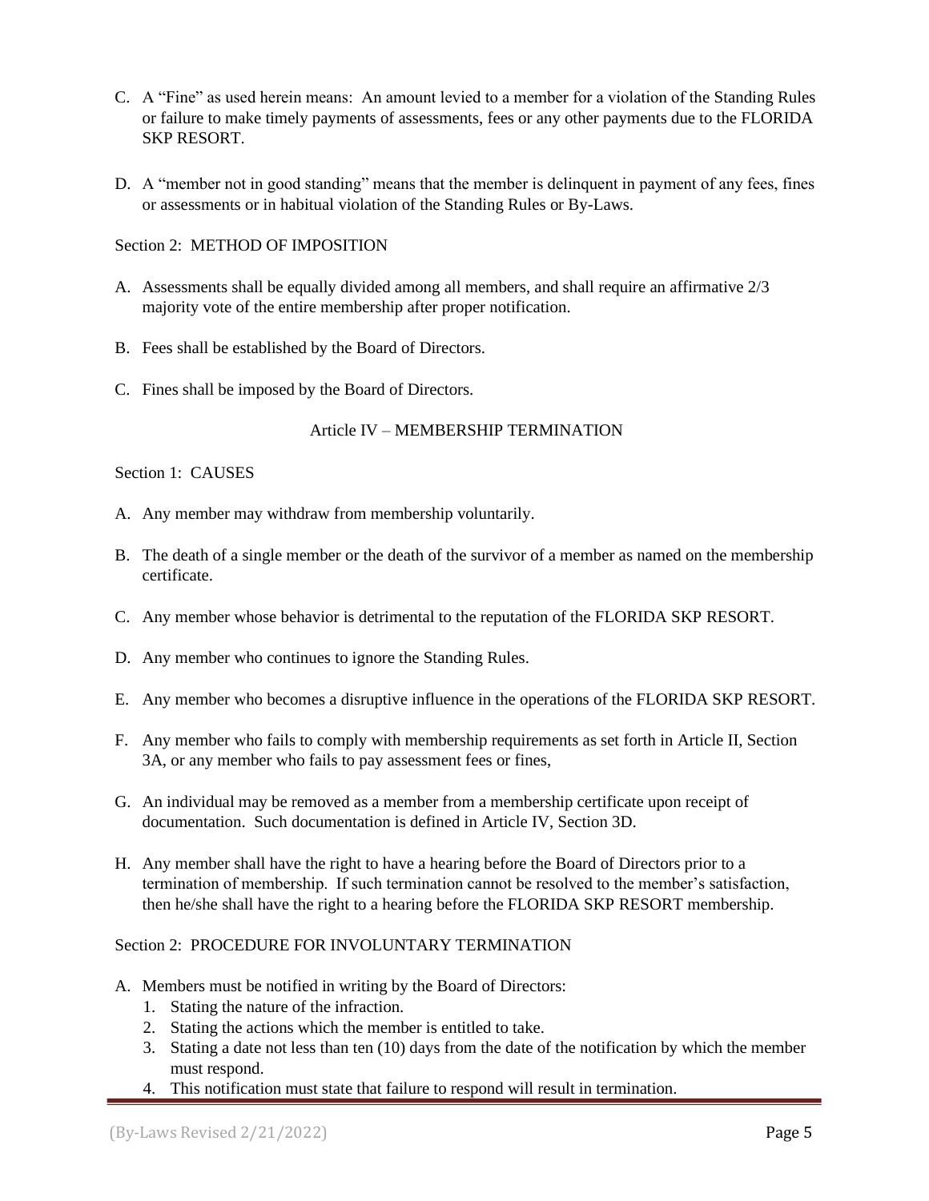C. A "Fine" as used herein means: An amount levied to a member for a violation of the Standing Rules or failure to make timely payments of assessments, fees or any other payments due to the FLORIDA SKP RESORT.

D. A "member not in good standing" means that the member is delinquent in payment of any fees, fines or assessments or in habitual violation of the Standing Rules or By-Laws.

Section 2: METHOD OF IMPOSITION

A. Assessments shall be equally divided among all members, and shall require an affirmative 2/3 majority vote of the entire membership after proper notification.

B. Fees shall be established by the Board of Directors.

C. Fines shall be imposed by the Board of Directors.

## Article IV – MEMBERSHIP TERMINATION

Section 1: CAUSES

A. Any member may withdraw from membership voluntarily.

B. The death of a single member or the death of the survivor of a member as named on the membership certificate.

C. Any member whose behavior is detrimental to the reputation of the FLORIDA SKP RESORT.

D. Any member who continues to ignore the Standing Rules.

E. Any member who becomes a disruptive influence in the operations of the FLORIDA SKP RESORT.

F. Any member who fails to comply with membership requirements as set forth in Article II, Section 3A, or any member who fails to pay assessment fees or fines,

G. An individual may be removed as a member from a membership certificate upon receipt of documentation. Such documentation is defined in Article IV, Section 3D.

H. Any member shall have the right to have a hearing before the Board of Directors prior to a termination of membership. If such termination cannot be resolved to the member's satisfaction, then he/she shall have the right to a hearing before the FLORIDA SKP RESORT membership.

Section 2: PROCEDURE FOR INVOLUNTARY TERMINATION

A. Members must be notified in writing by the Board of Directors:
   1. Stating the nature of the infraction.
   2. Stating the actions which the member is entitled to take.
   3. Stating a date not less than ten (10) days from the date of the notification by which the member must respond.
   4. This notification must state that failure to respond will result in termination.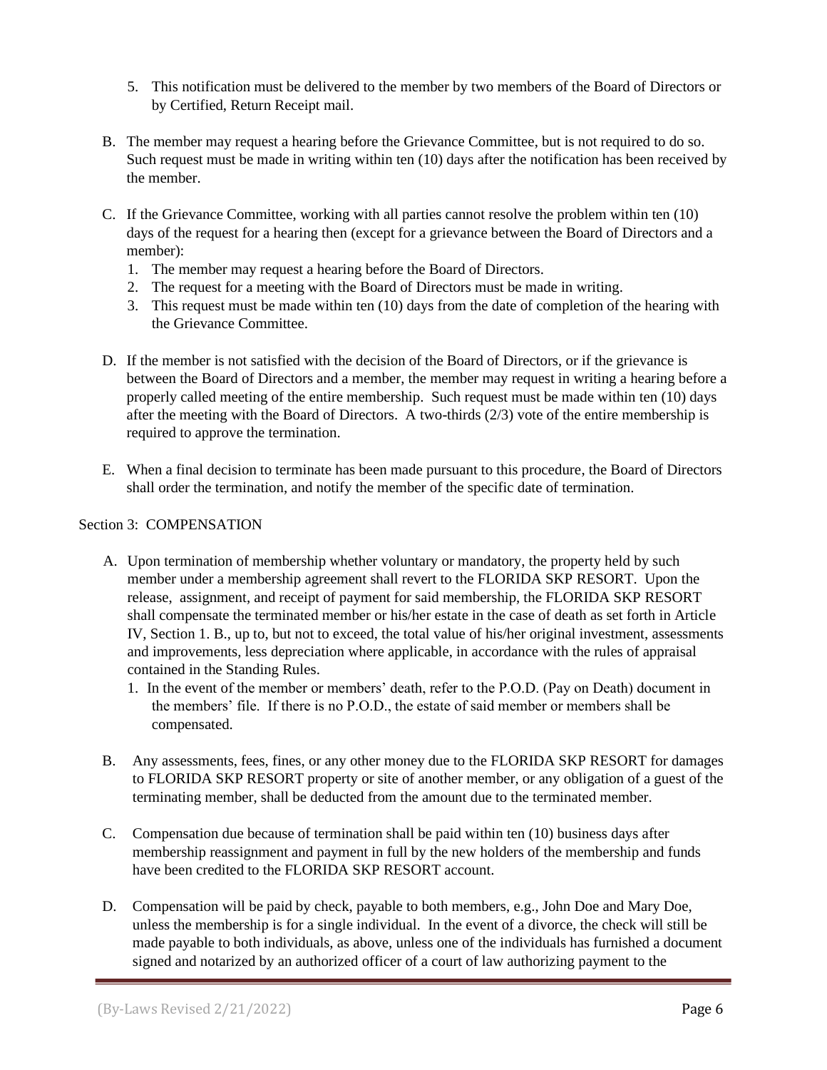5. This notification must be delivered to the member by two members of the Board of Directors or by Certified, Return Receipt mail.

B. The member may request a hearing before the Grievance Committee, but is not required to do so. Such request must be made in writing within ten (10) days after the notification has been received by the member.

C. If the Grievance Committee, working with all parties cannot resolve the problem within ten (10) days of the request for a hearing then (except for a grievance between the Board of Directors and a member):
   1. The member may request a hearing before the Board of Directors.
   2. The request for a meeting with the Board of Directors must be made in writing.
   3. This request must be made within ten (10) days from the date of completion of the hearing with the Grievance Committee.

D. If the member is not satisfied with the decision of the Board of Directors, or if the grievance is between the Board of Directors and a member, the member may request in writing a hearing before a properly called meeting of the entire membership. Such request must be made within ten (10) days after the meeting with the Board of Directors. A two-thirds (2/3) vote of the entire membership is required to approve the termination.

E. When a final decision to terminate has been made pursuant to this procedure, the Board of Directors shall order the termination, and notify the member of the specific date of termination.

Section 3: COMPENSATION

A. Upon termination of membership whether voluntary or mandatory, the property held by such member under a membership agreement shall revert to the FLORIDA SKP RESORT. Upon the release, assignment, and receipt of payment for said membership, the FLORIDA SKP RESORT shall compensate the terminated member or his/her estate in the case of death as set forth in Article IV, Section 1. B., up to, but not to exceed, the total value of his/her original investment, assessments and improvements, less depreciation where applicable, in accordance with the rules of appraisal contained in the Standing Rules.
   1. In the event of the member or members' death, refer to the P.O.D. (Pay on Death) document in the members' file. If there is no P.O.D., the estate of said member or members shall be compensated.

B. Any assessments, fees, fines, or any other money due to the FLORIDA SKP RESORT for damages to FLORIDA SKP RESORT property or site of another member, or any obligation of a guest of the terminating member, shall be deducted from the amount due to the terminated member.

C. Compensation due because of termination shall be paid within ten (10) business days after membership reassignment and payment in full by the new holders of the membership and funds have been credited to the FLORIDA SKP RESORT account.

D. Compensation will be paid by check, payable to both members, e.g., John Doe and Mary Doe, unless the membership is for a single individual. In the event of a divorce, the check will still be made payable to both individuals, as above, unless one of the individuals has furnished a document signed and notarized by an authorized officer of a court of law authorizing payment to the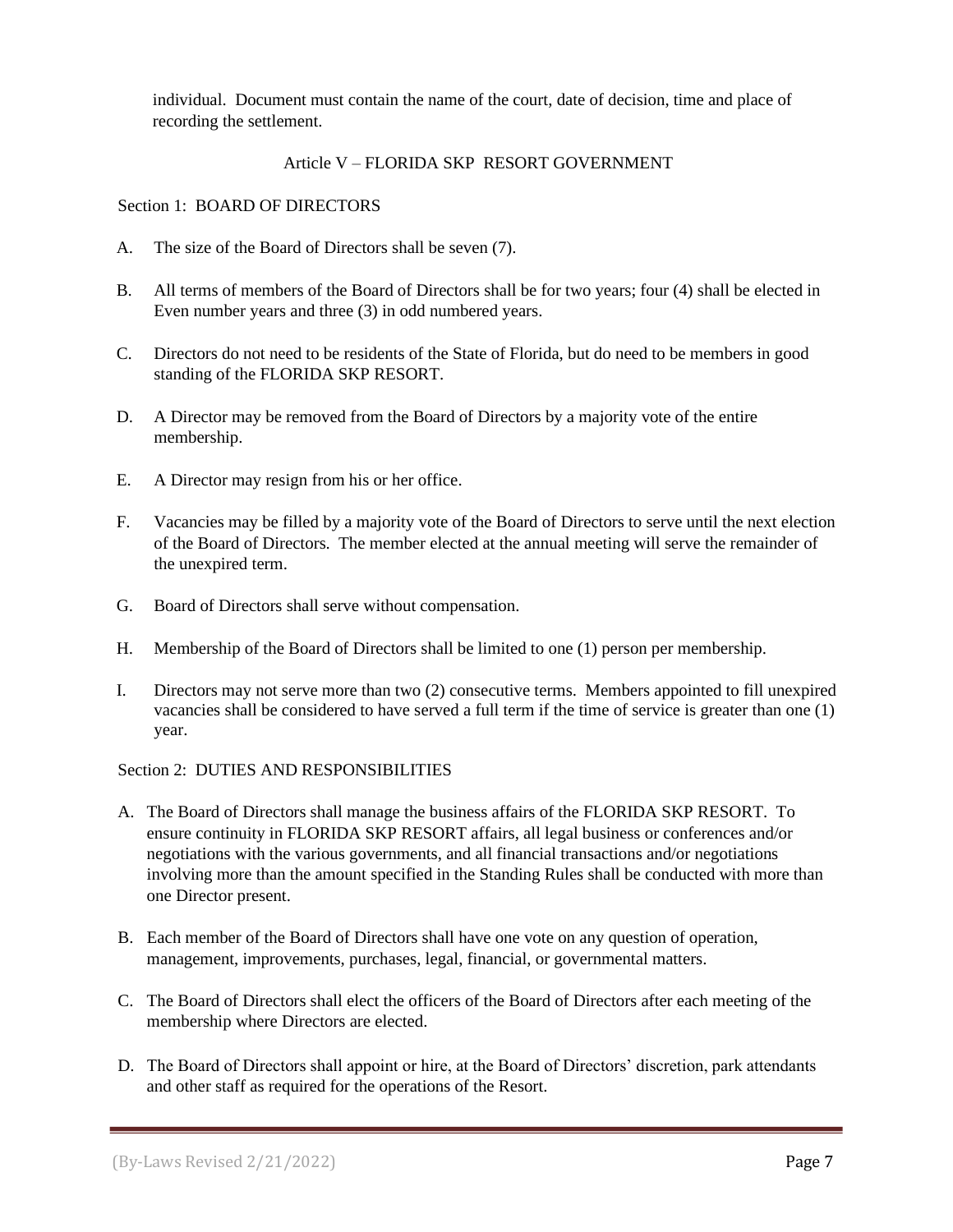individual. Document must contain the name of the court, date of decision, time and place of recording the settlement.

## Article V – FLORIDA SKP RESORT GOVERNMENT

### Section 1: BOARD OF DIRECTORS

A. The size of the Board of Directors shall be seven (7).

B. All terms of members of the Board of Directors shall be for two years; four (4) shall be elected in Even number years and three (3) in odd numbered years.

C. Directors do not need to be residents of the State of Florida, but do need to be members in good standing of the FLORIDA SKP RESORT.

D. A Director may be removed from the Board of Directors by a majority vote of the entire membership.

E. A Director may resign from his or her office.

F. Vacancies may be filled by a majority vote of the Board of Directors to serve until the next election of the Board of Directors. The member elected at the annual meeting will serve the remainder of the unexpired term.

G. Board of Directors shall serve without compensation.

H. Membership of the Board of Directors shall be limited to one (1) person per membership.

I. Directors may not serve more than two (2) consecutive terms. Members appointed to fill unexpired vacancies shall be considered to have served a full term if the time of service is greater than one (1) year.

### Section 2: DUTIES AND RESPONSIBILITIES

A. The Board of Directors shall manage the business affairs of the FLORIDA SKP RESORT. To ensure continuity in FLORIDA SKP RESORT affairs, all legal business or conferences and/or negotiations with the various governments, and all financial transactions and/or negotiations involving more than the amount specified in the Standing Rules shall be conducted with more than one Director present.

B. Each member of the Board of Directors shall have one vote on any question of operation, management, improvements, purchases, legal, financial, or governmental matters.

C. The Board of Directors shall elect the officers of the Board of Directors after each meeting of the membership where Directors are elected.

D. The Board of Directors shall appoint or hire, at the Board of Directors' discretion, park attendants and other staff as required for the operations of the Resort.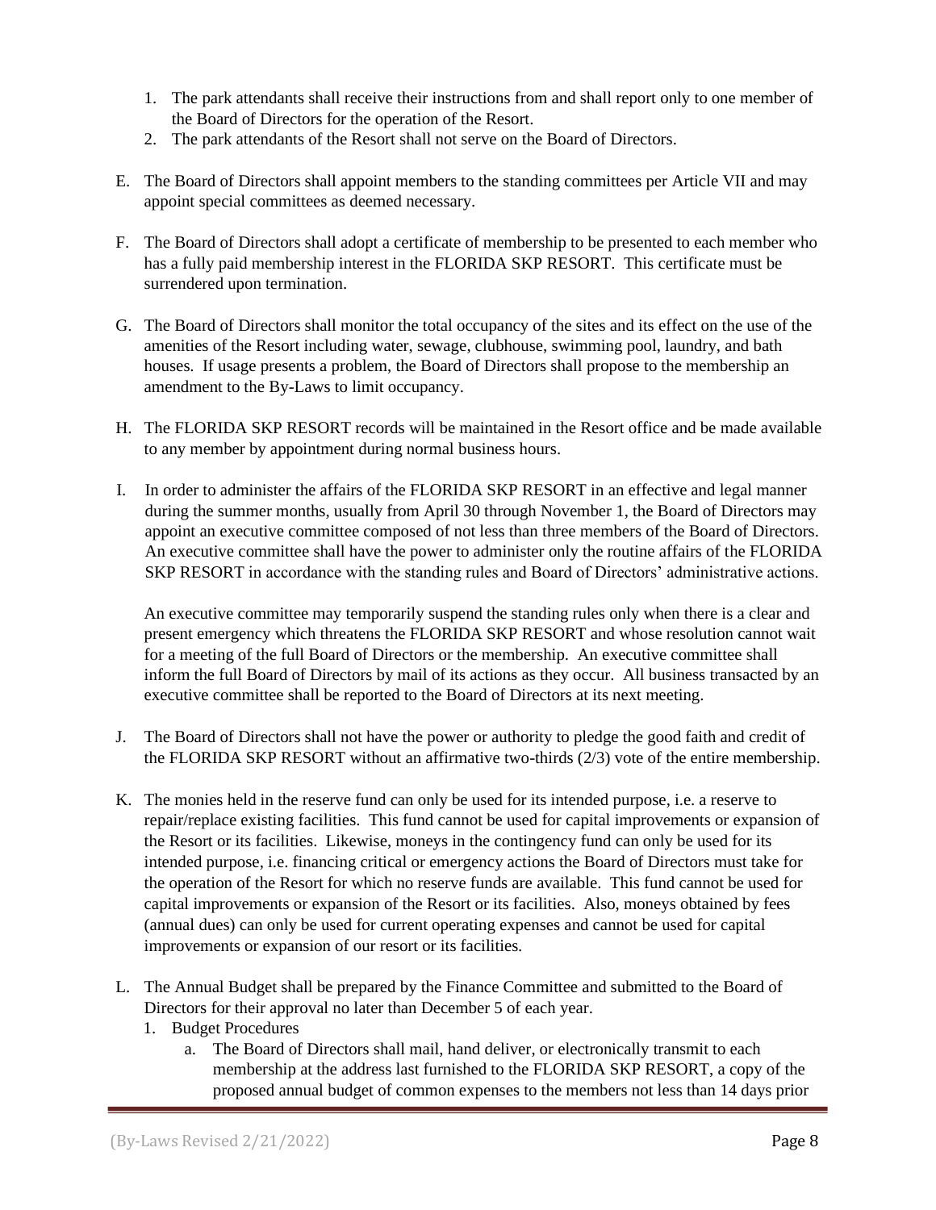1. The park attendants shall receive their instructions from and shall report only to one member of the Board of Directors for the operation of the Resort.
2. The park attendants of the Resort shall not serve on the Board of Directors.

E. The Board of Directors shall appoint members to the standing committees per Article VII and may appoint special committees as deemed necessary.

F. The Board of Directors shall adopt a certificate of membership to be presented to each member who has a fully paid membership interest in the FLORIDA SKP RESORT. This certificate must be surrendered upon termination.

G. The Board of Directors shall monitor the total occupancy of the sites and its effect on the use of the amenities of the Resort including water, sewage, clubhouse, swimming pool, laundry, and bath houses. If usage presents a problem, the Board of Directors shall propose to the membership an amendment to the By-Laws to limit occupancy.

H. The FLORIDA SKP RESORT records will be maintained in the Resort office and be made available to any member by appointment during normal business hours.

I. In order to administer the affairs of the FLORIDA SKP RESORT in an effective and legal manner during the summer months, usually from April 30 through November 1, the Board of Directors may appoint an executive committee composed of not less than three members of the Board of Directors. An executive committee shall have the power to administer only the routine affairs of the FLORIDA SKP RESORT in accordance with the standing rules and Board of Directors' administrative actions.

   An executive committee may temporarily suspend the standing rules only when there is a clear and present emergency which threatens the FLORIDA SKP RESORT and whose resolution cannot wait for a meeting of the full Board of Directors or the membership. An executive committee shall inform the full Board of Directors by mail of its actions as they occur. All business transacted by an executive committee shall be reported to the Board of Directors at its next meeting.

J. The Board of Directors shall not have the power or authority to pledge the good faith and credit of the FLORIDA SKP RESORT without an affirmative two-thirds (2/3) vote of the entire membership.

K. The monies held in the reserve fund can only be used for its intended purpose, i.e. a reserve to repair/replace existing facilities. This fund cannot be used for capital improvements or expansion of the Resort or its facilities. Likewise, moneys in the contingency fund can only be used for its intended purpose, i.e. financing critical or emergency actions the Board of Directors must take for the operation of the Resort for which no reserve funds are available. This fund cannot be used for capital improvements or expansion of the Resort or its facilities. Also, moneys obtained by fees (annual dues) can only be used for current operating expenses and cannot be used for capital improvements or expansion of our resort or its facilities.

L. The Annual Budget shall be prepared by the Finance Committee and submitted to the Board of Directors for their approval no later than December 5 of each year.
   1. Budget Procedures
      a. The Board of Directors shall mail, hand deliver, or electronically transmit to each membership at the address last furnished to the FLORIDA SKP RESORT, a copy of the proposed annual budget of common expenses to the members not less than 14 days prior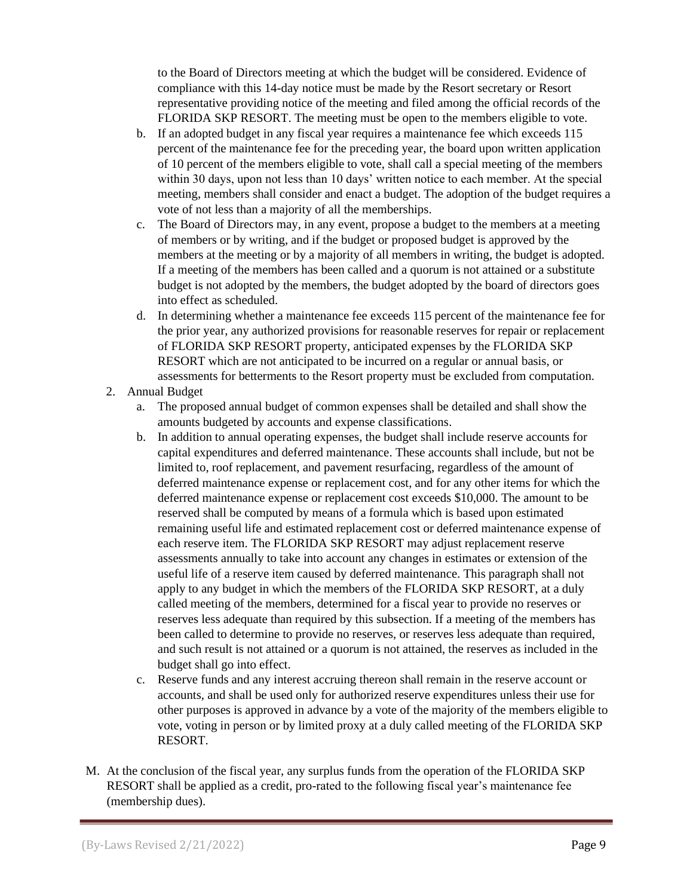to the Board of Directors meeting at which the budget will be considered. Evidence of compliance with this 14-day notice must be made by the Resort secretary or Resort representative providing notice of the meeting and filed among the official records of the FLORIDA SKP RESORT. The meeting must be open to the members eligible to vote.

   b. If an adopted budget in any fiscal year requires a maintenance fee which exceeds 115 percent of the maintenance fee for the preceding year, the board upon written application of 10 percent of the members eligible to vote, shall call a special meeting of the members within 30 days, upon not less than 10 days' written notice to each member. At the special meeting, members shall consider and enact a budget. The adoption of the budget requires a vote of not less than a majority of all the memberships.
   c. The Board of Directors may, in any event, propose a budget to the members at a meeting of members or by writing, and if the budget or proposed budget is approved by the members at the meeting or by a majority of all members in writing, the budget is adopted. If a meeting of the members has been called and a quorum is not attained or a substitute budget is not adopted by the members, the budget adopted by the board of directors goes into effect as scheduled.
   d. In determining whether a maintenance fee exceeds 115 percent of the maintenance fee for the prior year, any authorized provisions for reasonable reserves for repair or replacement of FLORIDA SKP RESORT property, anticipated expenses by the FLORIDA SKP RESORT which are not anticipated to be incurred on a regular or annual basis, or assessments for betterments to the Resort property must be excluded from computation.

2. Annual Budget
   a. The proposed annual budget of common expenses shall be detailed and shall show the amounts budgeted by accounts and expense classifications.
   b. In addition to annual operating expenses, the budget shall include reserve accounts for capital expenditures and deferred maintenance. These accounts shall include, but not be limited to, roof replacement, and pavement resurfacing, regardless of the amount of deferred maintenance expense or replacement cost, and for any other items for which the deferred maintenance expense or replacement cost exceeds $10,000. The amount to be reserved shall be computed by means of a formula which is based upon estimated remaining useful life and estimated replacement cost or deferred maintenance expense of each reserve item. The FLORIDA SKP RESORT may adjust replacement reserve assessments annually to take into account any changes in estimates or extension of the useful life of a reserve item caused by deferred maintenance. This paragraph shall not apply to any budget in which the members of the FLORIDA SKP RESORT, at a duly called meeting of the members, determined for a fiscal year to provide no reserves or reserves less adequate than required by this subsection. If a meeting of the members has been called to determine to provide no reserves, or reserves less adequate than required, and such result is not attained or a quorum is not attained, the reserves as included in the budget shall go into effect.
   c. Reserve funds and any interest accruing thereon shall remain in the reserve account or accounts, and shall be used only for authorized reserve expenditures unless their use for other purposes is approved in advance by a vote of the majority of the members eligible to vote, voting in person or by limited proxy at a duly called meeting of the FLORIDA SKP RESORT.

M. At the conclusion of the fiscal year, any surplus funds from the operation of the FLORIDA SKP RESORT shall be applied as a credit, pro-rated to the following fiscal year's maintenance fee (membership dues).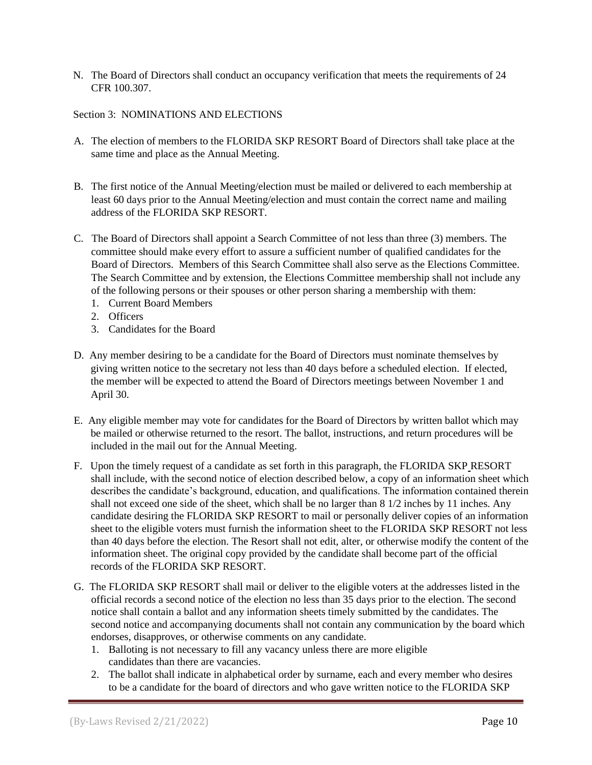N. The Board of Directors shall conduct an occupancy verification that meets the requirements of 24 CFR 100.307.

Section 3: NOMINATIONS AND ELECTIONS

A. The election of members to the FLORIDA SKP RESORT Board of Directors shall take place at the same time and place as the Annual Meeting.

B. The first notice of the Annual Meeting/election must be mailed or delivered to each membership at least 60 days prior to the Annual Meeting/election and must contain the correct name and mailing address of the FLORIDA SKP RESORT.

C. The Board of Directors shall appoint a Search Committee of not less than three (3) members. The committee should make every effort to assure a sufficient number of qualified candidates for the Board of Directors. Members of this Search Committee shall also serve as the Elections Committee. The Search Committee and by extension, the Elections Committee membership shall not include any of the following persons or their spouses or other person sharing a membership with them:
   1. Current Board Members
   2. Officers
   3. Candidates for the Board

D. Any member desiring to be a candidate for the Board of Directors must nominate themselves by giving written notice to the secretary not less than 40 days before a scheduled election. If elected, the member will be expected to attend the Board of Directors meetings between November 1 and April 30.

E. Any eligible member may vote for candidates for the Board of Directors by written ballot which may be mailed or otherwise returned to the resort. The ballot, instructions, and return procedures will be included in the mail out for the Annual Meeting.

F. Upon the timely request of a candidate as set forth in this paragraph, the FLORIDA SKP RESORT shall include, with the second notice of election described below, a copy of an information sheet which describes the candidate's background, education, and qualifications. The information contained therein shall not exceed one side of the sheet, which shall be no larger than 8 1/2 inches by 11 inches. Any candidate desiring the FLORIDA SKP RESORT to mail or personally deliver copies of an information sheet to the eligible voters must furnish the information sheet to the FLORIDA SKP RESORT not less than 40 days before the election. The Resort shall not edit, alter, or otherwise modify the content of the information sheet. The original copy provided by the candidate shall become part of the official records of the FLORIDA SKP RESORT.

G. The FLORIDA SKP RESORT shall mail or deliver to the eligible voters at the addresses listed in the official records a second notice of the election no less than 35 days prior to the election. The second notice shall contain a ballot and any information sheets timely submitted by the candidates. The second notice and accompanying documents shall not contain any communication by the board which endorses, disapproves, or otherwise comments on any candidate.
   1. Balloting is not necessary to fill any vacancy unless there are more eligible candidates than there are vacancies.
   2. The ballot shall indicate in alphabetical order by surname, each and every member who desires to be a candidate for the board of directors and who gave written notice to the FLORIDA SKP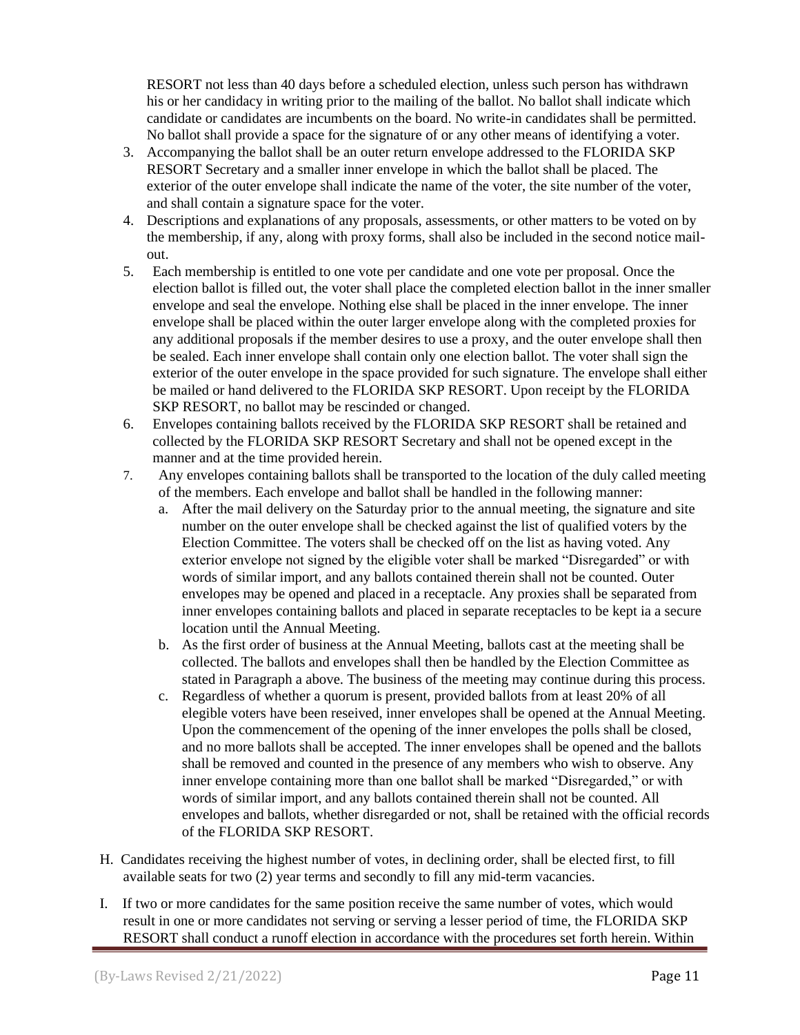RESORT not less than 40 days before a scheduled election, unless such person has withdrawn his or her candidacy in writing prior to the mailing of the ballot. No ballot shall indicate which candidate or candidates are incumbents on the board. No write-in candidates shall be permitted. No ballot shall provide a space for the signature of or any other means of identifying a voter.

3. Accompanying the ballot shall be an outer return envelope addressed to the FLORIDA SKP RESORT Secretary and a smaller inner envelope in which the ballot shall be placed. The exterior of the outer envelope shall indicate the name of the voter, the site number of the voter, and shall contain a signature space for the voter.
4. Descriptions and explanations of any proposals, assessments, or other matters to be voted on by the membership, if any, along with proxy forms, shall also be included in the second notice mail-out.
5. Each membership is entitled to one vote per candidate and one vote per proposal. Once the election ballot is filled out, the voter shall place the completed election ballot in the inner smaller envelope and seal the envelope. Nothing else shall be placed in the inner envelope. The inner envelope shall be placed within the outer larger envelope along with the completed proxies for any additional proposals if the member desires to use a proxy, and the outer envelope shall then be sealed. Each inner envelope shall contain only one election ballot. The voter shall sign the exterior of the outer envelope in the space provided for such signature. The envelope shall either be mailed or hand delivered to the FLORIDA SKP RESORT. Upon receipt by the FLORIDA SKP RESORT, no ballot may be rescinded or changed.
6. Envelopes containing ballots received by the FLORIDA SKP RESORT shall be retained and collected by the FLORIDA SKP RESORT Secretary and shall not be opened except in the manner and at the time provided herein.
7. Any envelopes containing ballots shall be transported to the location of the duly called meeting of the members. Each envelope and ballot shall be handled in the following manner:
   a. After the mail delivery on the Saturday prior to the annual meeting, the signature and site number on the outer envelope shall be checked against the list of qualified voters by the Election Committee. The voters shall be checked off on the list as having voted. Any exterior envelope not signed by the eligible voter shall be marked "Disregarded" or with words of similar import, and any ballots contained therein shall not be counted. Outer envelopes may be opened and placed in a receptacle. Any proxies shall be separated from inner envelopes containing ballots and placed in separate receptacles to be kept ia a secure location until the Annual Meeting.
   b. As the first order of business at the Annual Meeting, ballots cast at the meeting shall be collected. The ballots and envelopes shall then be handled by the Election Committee as stated in Paragraph a above. The business of the meeting may continue during this process.
   c. Regardless of whether a quorum is present, provided ballots from at least 20% of all elegible voters have been reseived, inner envelopes shall be opened at the Annual Meeting. Upon the commencement of the opening of the inner envelopes the polls shall be closed, and no more ballots shall be accepted. The inner envelopes shall be opened and the ballots shall be removed and counted in the presence of any members who wish to observe. Any inner envelope containing more than one ballot shall be marked "Disregarded," or with words of similar import, and any ballots contained therein shall not be counted. All envelopes and ballots, whether disregarded or not, shall be retained with the official records of the FLORIDA SKP RESORT.

H. Candidates receiving the highest number of votes, in declining order, shall be elected first, to fill available seats for two (2) year terms and secondly to fill any mid-term vacancies.

I. If two or more candidates for the same position receive the same number of votes, which would result in one or more candidates not serving or serving a lesser period of time, the FLORIDA SKP RESORT shall conduct a runoff election in accordance with the procedures set forth herein. Within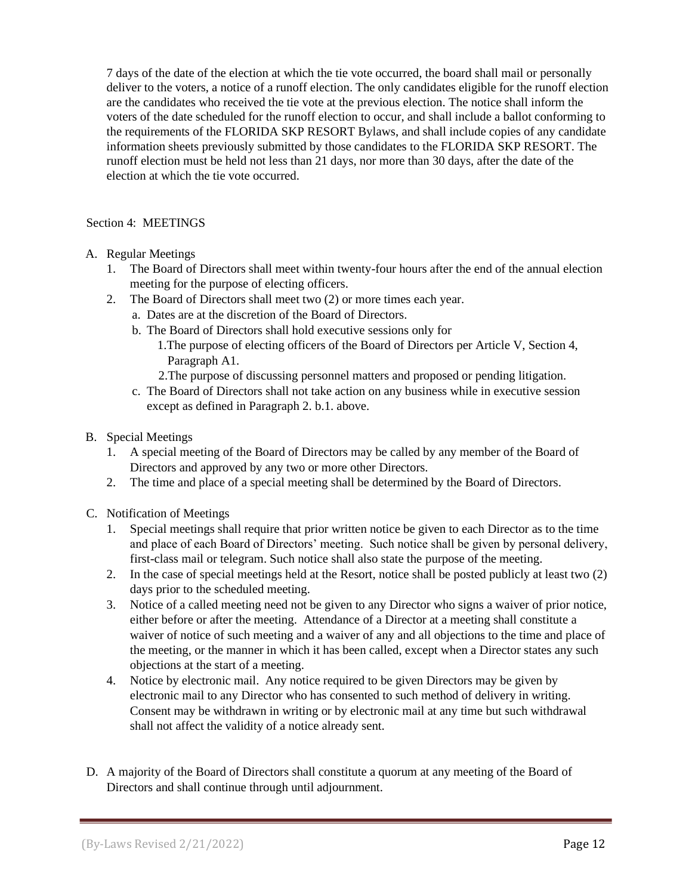7 days of the date of the election at which the tie vote occurred, the board shall mail or personally deliver to the voters, a notice of a runoff election. The only candidates eligible for the runoff election are the candidates who received the tie vote at the previous election. The notice shall inform the voters of the date scheduled for the runoff election to occur, and shall include a ballot conforming to the requirements of the FLORIDA SKP RESORT Bylaws, and shall include copies of any candidate information sheets previously submitted by those candidates to the FLORIDA SKP RESORT. The runoff election must be held not less than 21 days, nor more than 30 days, after the date of the election at which the tie vote occurred.

Section 4: MEETINGS

A. Regular Meetings
   1. The Board of Directors shall meet within twenty-four hours after the end of the annual election meeting for the purpose of electing officers.
   2. The Board of Directors shall meet two (2) or more times each year.
      a. Dates are at the discretion of the Board of Directors.
      b. The Board of Directors shall hold executive sessions only for
         1. The purpose of electing officers of the Board of Directors per Article V, Section 4, Paragraph A1.
         2. The purpose of discussing personnel matters and proposed or pending litigation.
      c. The Board of Directors shall not take action on any business while in executive session except as defined in Paragraph 2. b.1. above.

B. Special Meetings
   1. A special meeting of the Board of Directors may be called by any member of the Board of Directors and approved by any two or more other Directors.
   2. The time and place of a special meeting shall be determined by the Board of Directors.

C. Notification of Meetings
   1. Special meetings shall require that prior written notice be given to each Director as to the time and place of each Board of Directors' meeting. Such notice shall be given by personal delivery, first-class mail or telegram. Such notice shall also state the purpose of the meeting.
   2. In the case of special meetings held at the Resort, notice shall be posted publicly at least two (2) days prior to the scheduled meeting.
   3. Notice of a called meeting need not be given to any Director who signs a waiver of prior notice, either before or after the meeting. Attendance of a Director at a meeting shall constitute a waiver of notice of such meeting and a waiver of any and all objections to the time and place of the meeting, or the manner in which it has been called, except when a Director states any such objections at the start of a meeting.
   4. Notice by electronic mail. Any notice required to be given Directors may be given by electronic mail to any Director who has consented to such method of delivery in writing. Consent may be withdrawn in writing or by electronic mail at any time but such withdrawal shall not affect the validity of a notice already sent.

D. A majority of the Board of Directors shall constitute a quorum at any meeting of the Board of Directors and shall continue through until adjournment.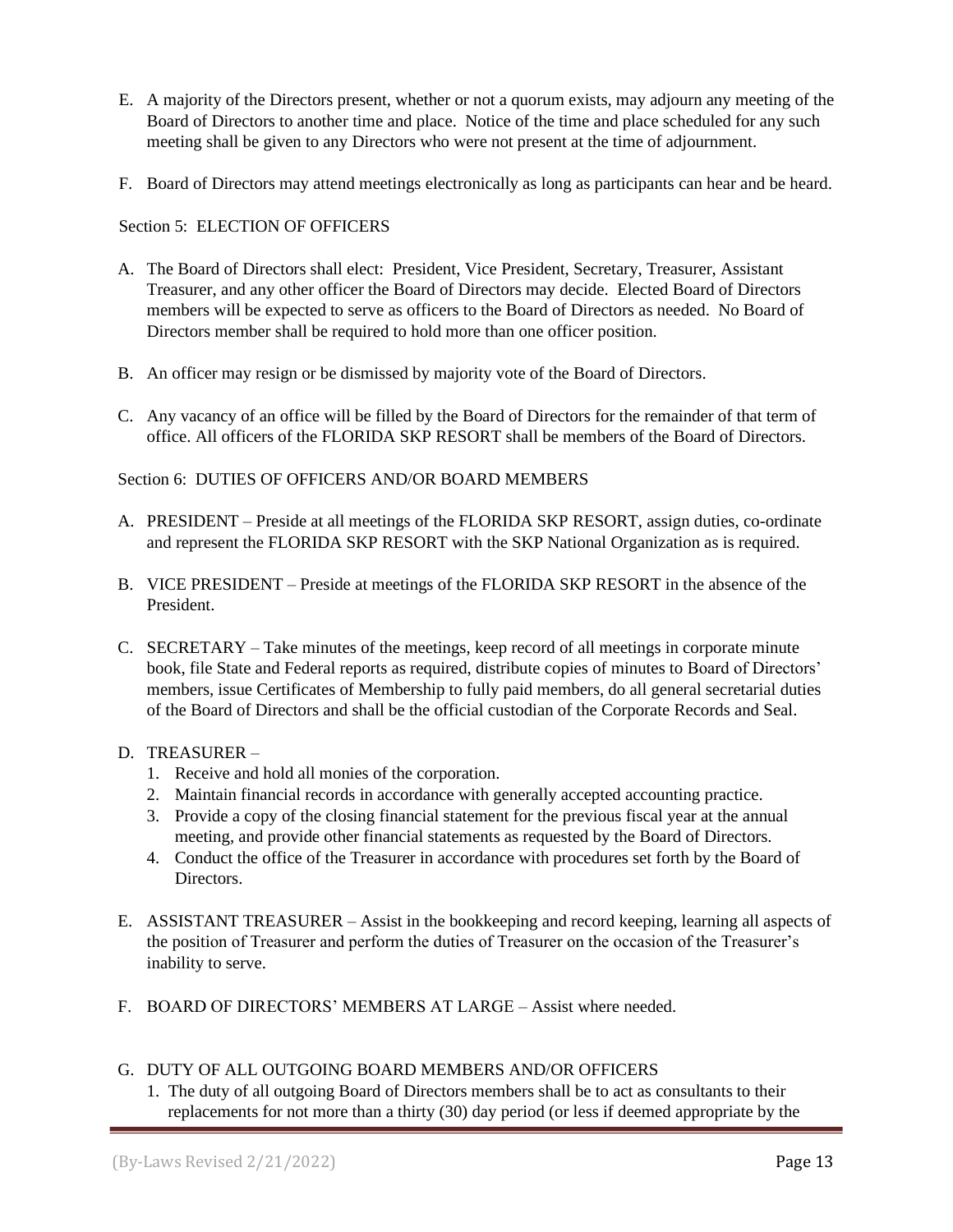E. A majority of the Directors present, whether or not a quorum exists, may adjourn any meeting of the Board of Directors to another time and place. Notice of the time and place scheduled for any such meeting shall be given to any Directors who were not present at the time of adjournment.

F. Board of Directors may attend meetings electronically as long as participants can hear and be heard.

Section 5: ELECTION OF OFFICERS

A. The Board of Directors shall elect: President, Vice President, Secretary, Treasurer, Assistant Treasurer, and any other officer the Board of Directors may decide. Elected Board of Directors members will be expected to serve as officers to the Board of Directors as needed. No Board of Directors member shall be required to hold more than one officer position.

B. An officer may resign or be dismissed by majority vote of the Board of Directors.

C. Any vacancy of an office will be filled by the Board of Directors for the remainder of that term of office. All officers of the FLORIDA SKP RESORT shall be members of the Board of Directors.

Section 6: DUTIES OF OFFICERS AND/OR BOARD MEMBERS

A. PRESIDENT – Preside at all meetings of the FLORIDA SKP RESORT, assign duties, co-ordinate and represent the FLORIDA SKP RESORT with the SKP National Organization as is required.

B. VICE PRESIDENT – Preside at meetings of the FLORIDA SKP RESORT in the absence of the President.

C. SECRETARY – Take minutes of the meetings, keep record of all meetings in corporate minute book, file State and Federal reports as required, distribute copies of minutes to Board of Directors' members, issue Certificates of Membership to fully paid members, do all general secretarial duties of the Board of Directors and shall be the official custodian of the Corporate Records and Seal.

D. TREASURER –
   1. Receive and hold all monies of the corporation.
   2. Maintain financial records in accordance with generally accepted accounting practice.
   3. Provide a copy of the closing financial statement for the previous fiscal year at the annual meeting, and provide other financial statements as requested by the Board of Directors.
   4. Conduct the office of the Treasurer in accordance with procedures set forth by the Board of Directors.

E. ASSISTANT TREASURER – Assist in the bookkeeping and record keeping, learning all aspects of the position of Treasurer and perform the duties of Treasurer on the occasion of the Treasurer's inability to serve.

F. BOARD OF DIRECTORS' MEMBERS AT LARGE – Assist where needed.

G. DUTY OF ALL OUTGOING BOARD MEMBERS AND/OR OFFICERS
   1. The duty of all outgoing Board of Directors members shall be to act as consultants to their replacements for not more than a thirty (30) day period (or less if deemed appropriate by the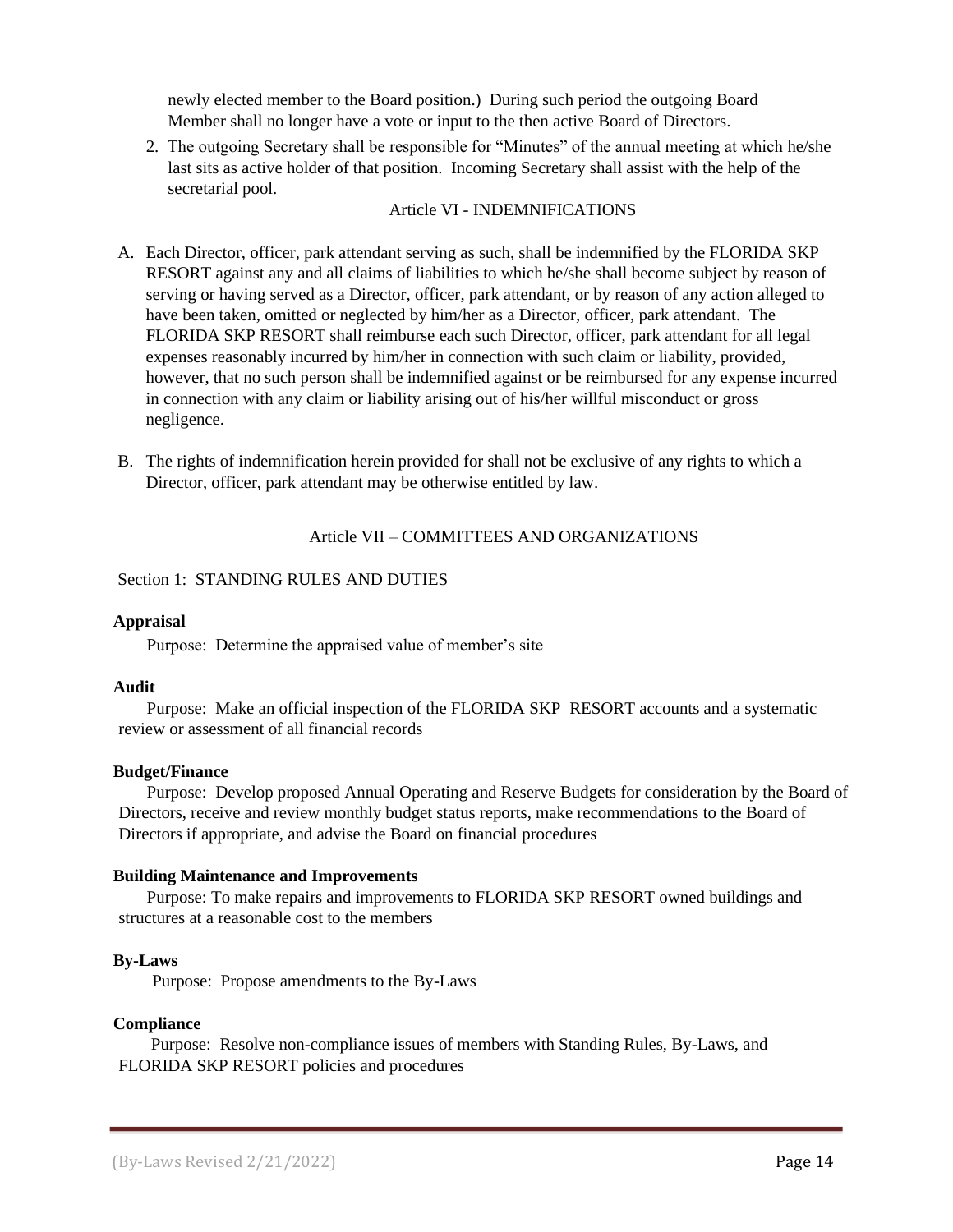newly elected member to the Board position.) During such period the outgoing Board Member shall no longer have a vote or input to the then active Board of Directors.

2. The outgoing Secretary shall be responsible for "Minutes" of the annual meeting at which he/she last sits as active holder of that position. Incoming Secretary shall assist with the help of the secretarial pool.

## Article VI - INDEMNIFICATIONS

A. Each Director, officer, park attendant serving as such, shall be indemnified by the FLORIDA SKP RESORT against any and all claims of liabilities to which he/she shall become subject by reason of serving or having served as a Director, officer, park attendant, or by reason of any action alleged to have been taken, omitted or neglected by him/her as a Director, officer, park attendant. The FLORIDA SKP RESORT shall reimburse each such Director, officer, park attendant for all legal expenses reasonably incurred by him/her in connection with such claim or liability, provided, however, that no such person shall be indemnified against or be reimbursed for any expense incurred in connection with any claim or liability arising out of his/her willful misconduct or gross negligence.

B. The rights of indemnification herein provided for shall not be exclusive of any rights to which a Director, officer, park attendant may be otherwise entitled by law.

## Article VII – COMMITTEES AND ORGANIZATIONS

### Section 1: STANDING RULES AND DUTIES

**Appraisal**

Purpose: Determine the appraised value of member's site

**Audit**

Purpose: Make an official inspection of the FLORIDA SKP RESORT accounts and a systematic review or assessment of all financial records

**Budget/Finance**

Purpose: Develop proposed Annual Operating and Reserve Budgets for consideration by the Board of Directors, receive and review monthly budget status reports, make recommendations to the Board of Directors if appropriate, and advise the Board on financial procedures

**Building Maintenance and Improvements**

Purpose: To make repairs and improvements to FLORIDA SKP RESORT owned buildings and structures at a reasonable cost to the members

**By-Laws**

Purpose: Propose amendments to the By-Laws

**Compliance**

Purpose: Resolve non-compliance issues of members with Standing Rules, By-Laws, and FLORIDA SKP RESORT policies and procedures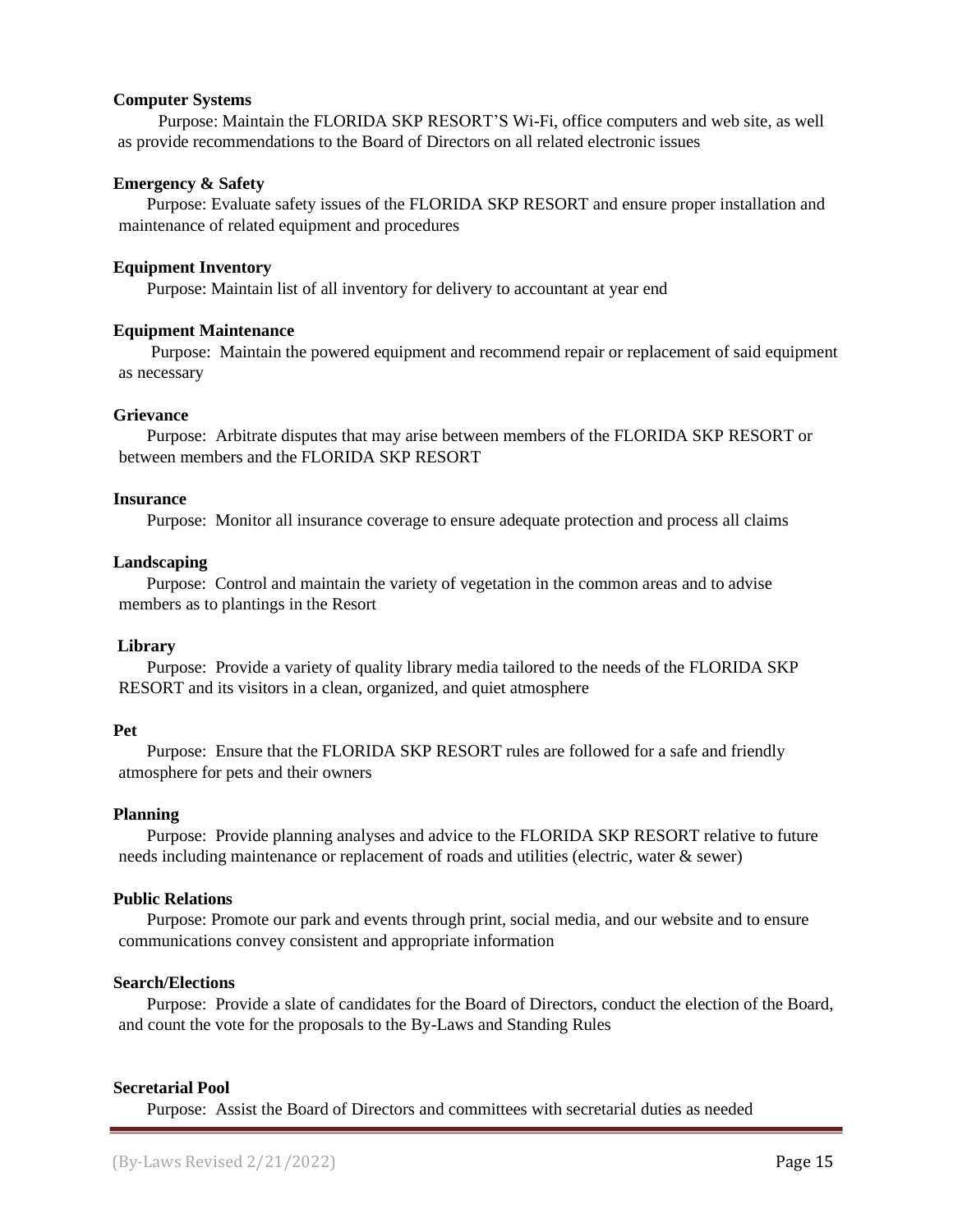**Computer Systems**

Purpose: Maintain the FLORIDA SKP RESORT'S Wi-Fi, office computers and web site, as well as provide recommendations to the Board of Directors on all related electronic issues

**Emergency & Safety**

Purpose: Evaluate safety issues of the FLORIDA SKP RESORT and ensure proper installation and maintenance of related equipment and procedures

**Equipment Inventory**

Purpose: Maintain list of all inventory for delivery to accountant at year end

**Equipment Maintenance**

Purpose: Maintain the powered equipment and recommend repair or replacement of said equipment as necessary

**Grievance**

Purpose: Arbitrate disputes that may arise between members of the FLORIDA SKP RESORT or between members and the FLORIDA SKP RESORT

**Insurance**

Purpose: Monitor all insurance coverage to ensure adequate protection and process all claims

**Landscaping**

Purpose: Control and maintain the variety of vegetation in the common areas and to advise members as to plantings in the Resort

**Library**

Purpose: Provide a variety of quality library media tailored to the needs of the FLORIDA SKP RESORT and its visitors in a clean, organized, and quiet atmosphere

**Pet**

Purpose: Ensure that the FLORIDA SKP RESORT rules are followed for a safe and friendly atmosphere for pets and their owners

**Planning**

Purpose: Provide planning analyses and advice to the FLORIDA SKP RESORT relative to future needs including maintenance or replacement of roads and utilities (electric, water & sewer)

**Public Relations**

Purpose: Promote our park and events through print, social media, and our website and to ensure communications convey consistent and appropriate information

**Search/Elections**

Purpose: Provide a slate of candidates for the Board of Directors, conduct the election of the Board, and count the vote for the proposals to the By-Laws and Standing Rules

**Secretarial Pool**

Purpose: Assist the Board of Directors and committees with secretarial duties as needed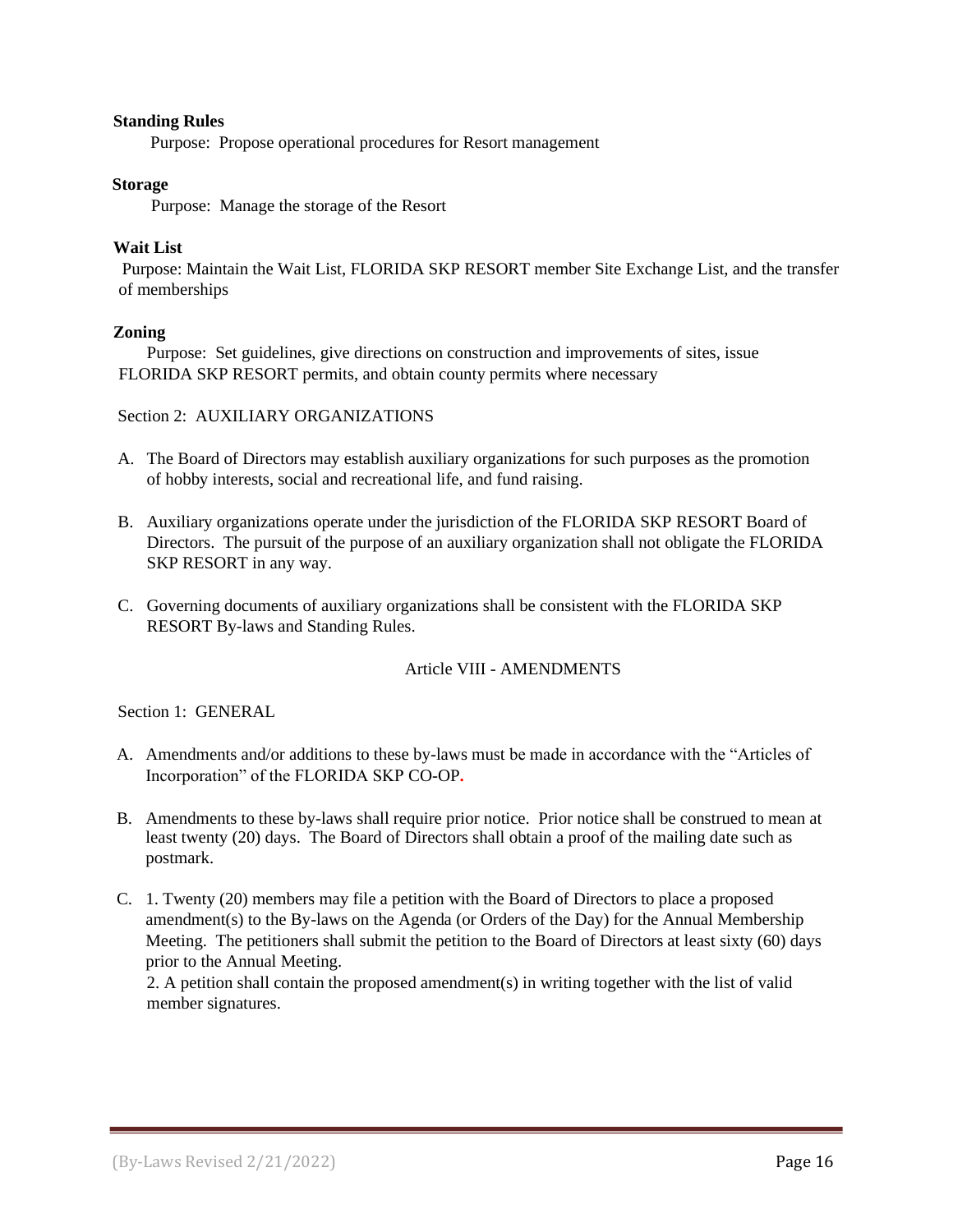**Standing Rules**

Purpose: Propose operational procedures for Resort management

**Storage**

Purpose: Manage the storage of the Resort

**Wait List**

Purpose: Maintain the Wait List, FLORIDA SKP RESORT member Site Exchange List, and the transfer of memberships

**Zoning**

Purpose: Set guidelines, give directions on construction and improvements of sites, issue FLORIDA SKP RESORT permits, and obtain county permits where necessary

Section 2: AUXILIARY ORGANIZATIONS

A. The Board of Directors may establish auxiliary organizations for such purposes as the promotion of hobby interests, social and recreational life, and fund raising.

B. Auxiliary organizations operate under the jurisdiction of the FLORIDA SKP RESORT Board of Directors. The pursuit of the purpose of an auxiliary organization shall not obligate the FLORIDA SKP RESORT in any way.

C. Governing documents of auxiliary organizations shall be consistent with the FLORIDA SKP RESORT By-laws and Standing Rules.

## Article VIII - AMENDMENTS

Section 1: GENERAL

A. Amendments and/or additions to these by-laws must be made in accordance with the "Articles of Incorporation" of the FLORIDA SKP CO-OP.

B. Amendments to these by-laws shall require prior notice. Prior notice shall be construed to mean at least twenty (20) days. The Board of Directors shall obtain a proof of the mailing date such as postmark.

C. 1. Twenty (20) members may file a petition with the Board of Directors to place a proposed amendment(s) to the By-laws on the Agenda (or Orders of the Day) for the Annual Membership Meeting. The petitioners shall submit the petition to the Board of Directors at least sixty (60) days prior to the Annual Meeting.
2. A petition shall contain the proposed amendment(s) in writing together with the list of valid member signatures.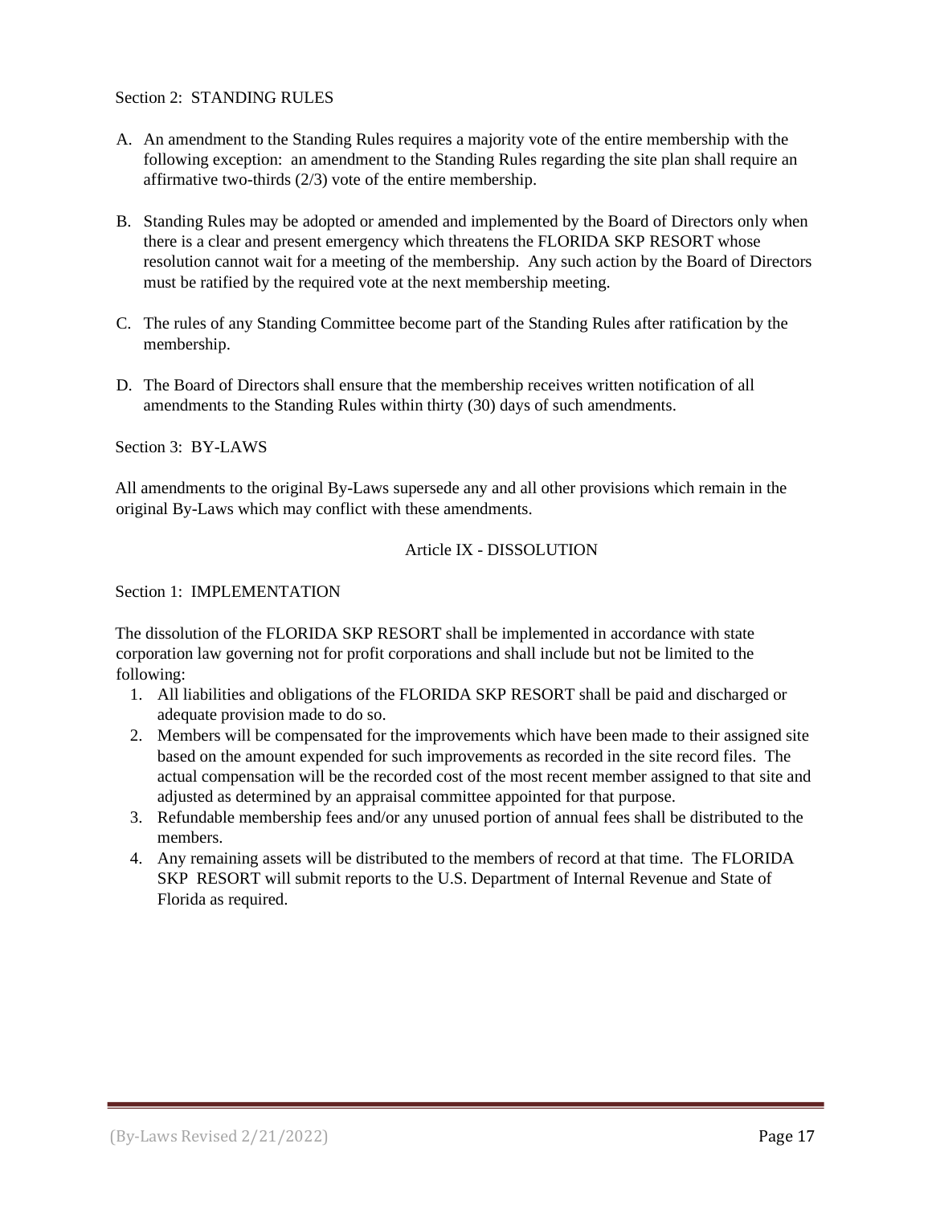Section 2: STANDING RULES

A. An amendment to the Standing Rules requires a majority vote of the entire membership with the following exception: an amendment to the Standing Rules regarding the site plan shall require an affirmative two-thirds (2/3) vote of the entire membership.

B. Standing Rules may be adopted or amended and implemented by the Board of Directors only when there is a clear and present emergency which threatens the FLORIDA SKP RESORT whose resolution cannot wait for a meeting of the membership. Any such action by the Board of Directors must be ratified by the required vote at the next membership meeting.

C. The rules of any Standing Committee become part of the Standing Rules after ratification by the membership.

D. The Board of Directors shall ensure that the membership receives written notification of all amendments to the Standing Rules within thirty (30) days of such amendments.

Section 3: BY-LAWS

All amendments to the original By-Laws supersede any and all other provisions which remain in the original By-Laws which may conflict with these amendments.

## Article IX - DISSOLUTION

Section 1: IMPLEMENTATION

The dissolution of the FLORIDA SKP RESORT shall be implemented in accordance with state corporation law governing not for profit corporations and shall include but not be limited to the following:

1. All liabilities and obligations of the FLORIDA SKP RESORT shall be paid and discharged or adequate provision made to do so.
2. Members will be compensated for the improvements which have been made to their assigned site based on the amount expended for such improvements as recorded in the site record files. The actual compensation will be the recorded cost of the most recent member assigned to that site and adjusted as determined by an appraisal committee appointed for that purpose.
3. Refundable membership fees and/or any unused portion of annual fees shall be distributed to the members.
4. Any remaining assets will be distributed to the members of record at that time. The FLORIDA SKP RESORT will submit reports to the U.S. Department of Internal Revenue and State of Florida as required.